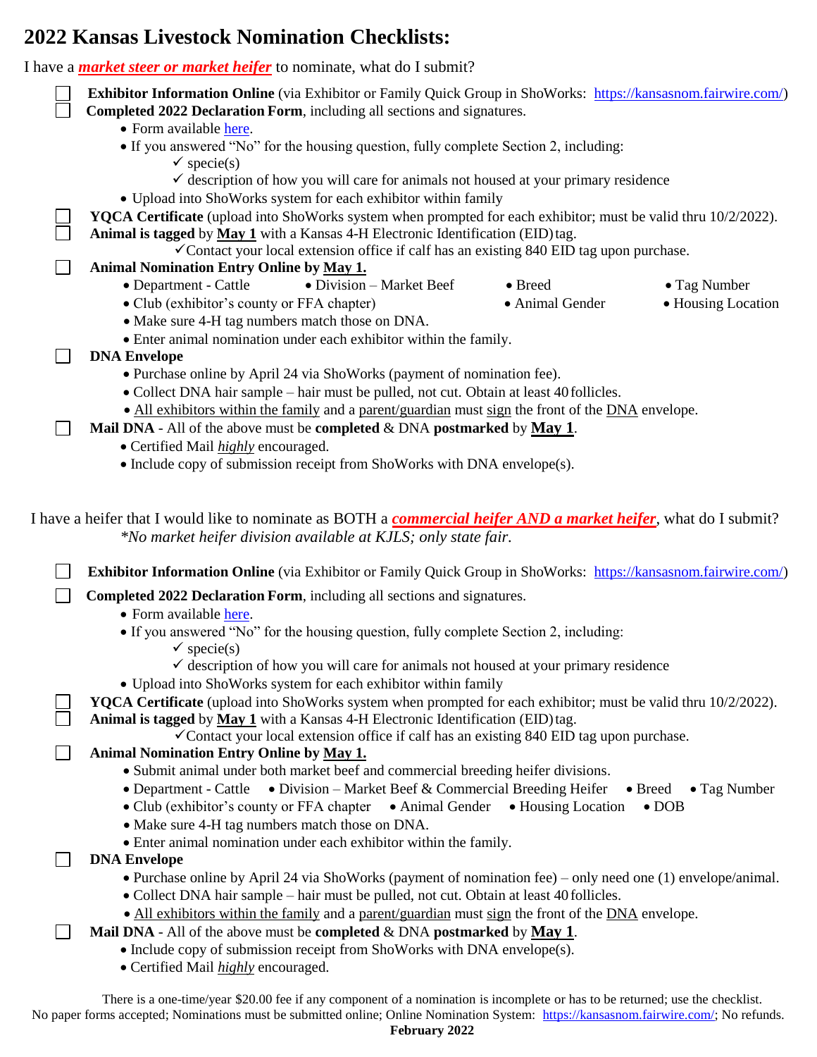# 2022 Kansas Livestock Nomination Checklists:

I have a ***market steer or market heifer*** to nominate, what do I submit?

- [ ] **Exhibitor Information Online** (via Exhibitor or Family Quick Group in ShoWorks: https://kansasnom.fairwire.com/)
- [ ] **Completed 2022 Declaration Form**, including all sections and signatures.
  - Form available here.
  - If you answered "No" for the housing question, fully complete Section 2, including:
    - ✓ specie(s)
    - ✓ description of how you will care for animals not housed at your primary residence
  - Upload into ShoWorks system for each exhibitor within family
- [ ] **YQCA Certificate** (upload into ShoWorks system when prompted for each exhibitor; must be valid thru 10/2/2022).
- [ ] **Animal is tagged** by **May 1** with a Kansas 4-H Electronic Identification (EID) tag.
  - ✓ Contact your local extension office if calf has an existing 840 EID tag upon purchase.
- [ ] **Animal Nomination Entry Online by May 1.**
  - Department - Cattle
  - Division – Market Beef
  - Breed
  - Tag Number
  - Club (exhibitor's county or FFA chapter)
  - Animal Gender
  - Housing Location
  - Make sure 4-H tag numbers match those on DNA.
  - Enter animal nomination under each exhibitor within the family.
- [ ] **DNA Envelope**
  - Purchase online by April 24 via ShoWorks (payment of nomination fee).
  - Collect DNA hair sample – hair must be pulled, not cut. Obtain at least 40 follicles.
  - All exhibitors within the family and a parent/guardian must sign the front of the DNA envelope.
- [ ] **Mail DNA** - All of the above must be **completed** & DNA **postmarked** by **May 1**.
  - Certified Mail *highly* encouraged.
  - Include copy of submission receipt from ShoWorks with DNA envelope(s).

I have a heifer that I would like to nominate as BOTH a ***commercial heifer AND a market heifer***, what do I submit?
*\*No market heifer division available at KJLS; only state fair.*

- [ ] **Exhibitor Information Online** (via Exhibitor or Family Quick Group in ShoWorks: https://kansasnom.fairwire.com/)
- [ ] **Completed 2022 Declaration Form**, including all sections and signatures.
  - Form available here.
  - If you answered "No" for the housing question, fully complete Section 2, including:
    - ✓ specie(s)
    - ✓ description of how you will care for animals not housed at your primary residence
  - Upload into ShoWorks system for each exhibitor within family
- [ ] **YQCA Certificate** (upload into ShoWorks system when prompted for each exhibitor; must be valid thru 10/2/2022).
- [ ] **Animal is tagged** by **May 1** with a Kansas 4-H Electronic Identification (EID) tag.
  - ✓ Contact your local extension office if calf has an existing 840 EID tag upon purchase.
- [ ] **Animal Nomination Entry Online by May 1.**
  - Submit animal under both market beef and commercial breeding heifer divisions.
  - Department - Cattle
  - Division – Market Beef & Commercial Breeding Heifer
  - Breed
  - Tag Number
  - Club (exhibitor's county or FFA chapter
  - Animal Gender
  - Housing Location
  - DOB
  - Make sure 4-H tag numbers match those on DNA.
  - Enter animal nomination under each exhibitor within the family.
- [ ] **DNA Envelope**
  - Purchase online by April 24 via ShoWorks (payment of nomination fee) – only need one (1) envelope/animal.
  - Collect DNA hair sample – hair must be pulled, not cut. Obtain at least 40 follicles.
  - All exhibitors within the family and a parent/guardian must sign the front of the DNA envelope.
- [ ] **Mail DNA** - All of the above must be **completed** & DNA **postmarked** by **May 1**.
  - Include copy of submission receipt from ShoWorks with DNA envelope(s).
  - Certified Mail *highly* encouraged.

There is a one-time/year $20.00 fee if any component of a nomination is incomplete or has to be returned; use the checklist.
No paper forms accepted; Nominations must be submitted online; Online Nomination System: https://kansasnom.fairwire.com/; No refunds.

**February 2022**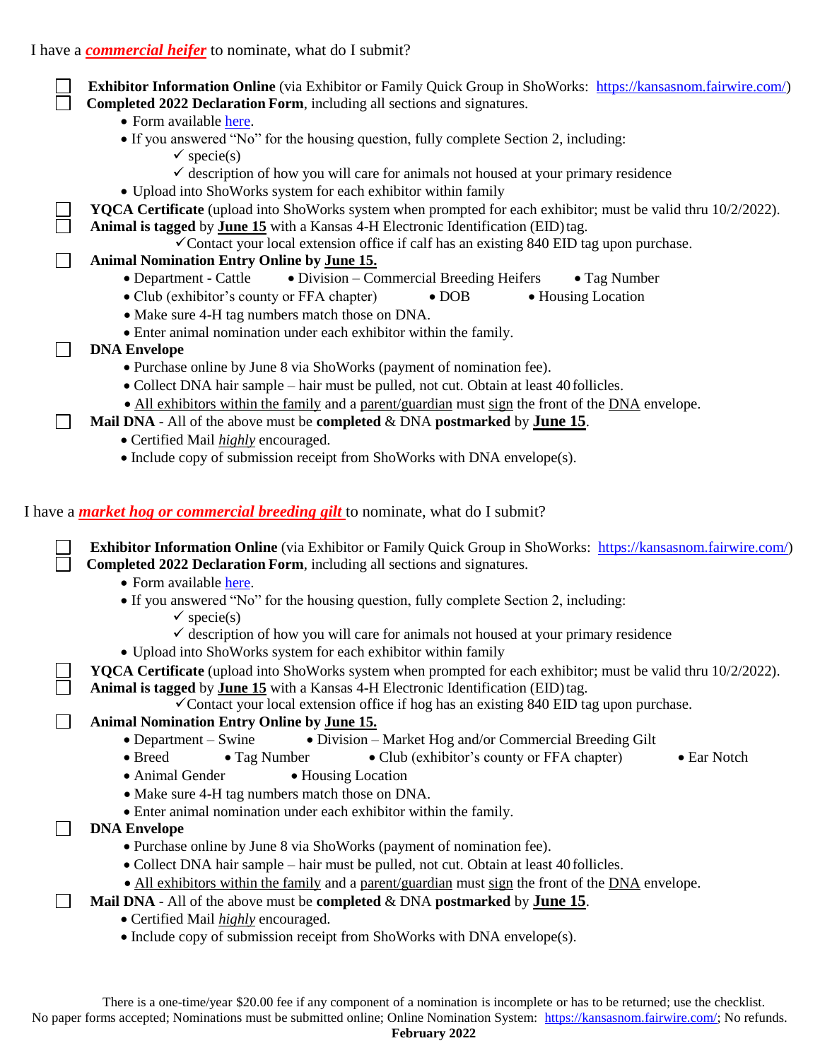I have a ***commercial heifer*** to nominate, what do I submit?

- [ ] **Exhibitor Information Online** (via Exhibitor or Family Quick Group in ShoWorks: https://kansasnom.fairwire.com/)
- [ ] **Completed 2022 Declaration Form**, including all sections and signatures.
    - Form available here.
    - If you answered "No" for the housing question, fully complete Section 2, including:
        - ✓ specie(s)
        - ✓ description of how you will care for animals not housed at your primary residence
    - Upload into ShoWorks system for each exhibitor within family
- [ ] **YQCA Certificate** (upload into ShoWorks system when prompted for each exhibitor; must be valid thru 10/2/2022).
- [ ] **Animal is tagged** by **June 15** with a Kansas 4-H Electronic Identification (EID) tag.
    - ✓ Contact your local extension office if calf has an existing 840 EID tag upon purchase.
- [ ] **Animal Nomination Entry Online by June 15.**
    - Department - Cattle
    - Division – Commercial Breeding Heifers
    - Tag Number
    - Club (exhibitor's county or FFA chapter)
    - DOB
    - Housing Location
    - Make sure 4-H tag numbers match those on DNA.
    - Enter animal nomination under each exhibitor within the family.
- [ ] **DNA Envelope**
    - Purchase online by June 8 via ShoWorks (payment of nomination fee).
    - Collect DNA hair sample – hair must be pulled, not cut. Obtain at least 40 follicles.
    - All exhibitors within the family and a parent/guardian must sign the front of the DNA envelope.
- [ ] **Mail DNA** - All of the above must be **completed** & DNA **postmarked** by **June 15**.
    - Certified Mail *highly* encouraged.
    - Include copy of submission receipt from ShoWorks with DNA envelope(s).

I have a ***market hog or commercial breeding gilt*** to nominate, what do I submit?

- [ ] **Exhibitor Information Online** (via Exhibitor or Family Quick Group in ShoWorks: https://kansasnom.fairwire.com/)
- [ ] **Completed 2022 Declaration Form**, including all sections and signatures.
    - Form available here.
    - If you answered "No" for the housing question, fully complete Section 2, including:
        - ✓ specie(s)
        - ✓ description of how you will care for animals not housed at your primary residence
    - Upload into ShoWorks system for each exhibitor within family
- [ ] **YQCA Certificate** (upload into ShoWorks system when prompted for each exhibitor; must be valid thru 10/2/2022).
- [ ] **Animal is tagged** by **June 15** with a Kansas 4-H Electronic Identification (EID) tag.
    - ✓ Contact your local extension office if hog has an existing 840 EID tag upon purchase.
- [ ] **Animal Nomination Entry Online by June 15.**
    - Department – Swine
    - Division – Market Hog and/or Commercial Breeding Gilt
    - Breed
    - Tag Number
    - Club (exhibitor's county or FFA chapter)
    - Ear Notch
    - Animal Gender
    - Housing Location
    - Make sure 4-H tag numbers match those on DNA.
    - Enter animal nomination under each exhibitor within the family.
- [ ] **DNA Envelope**
    - Purchase online by June 8 via ShoWorks (payment of nomination fee).
    - Collect DNA hair sample – hair must be pulled, not cut. Obtain at least 40 follicles.
    - All exhibitors within the family and a parent/guardian must sign the front of the DNA envelope.
- [ ] **Mail DNA** - All of the above must be **completed** & DNA **postmarked** by **June 15**.
    - Certified Mail *highly* encouraged.
    - Include copy of submission receipt from ShoWorks with DNA envelope(s).

There is a one-time/year $20.00 fee if any component of a nomination is incomplete or has to be returned; use the checklist.
No paper forms accepted; Nominations must be submitted online; Online Nomination System: https://kansasnom.fairwire.com/; No refunds.

**February 2022**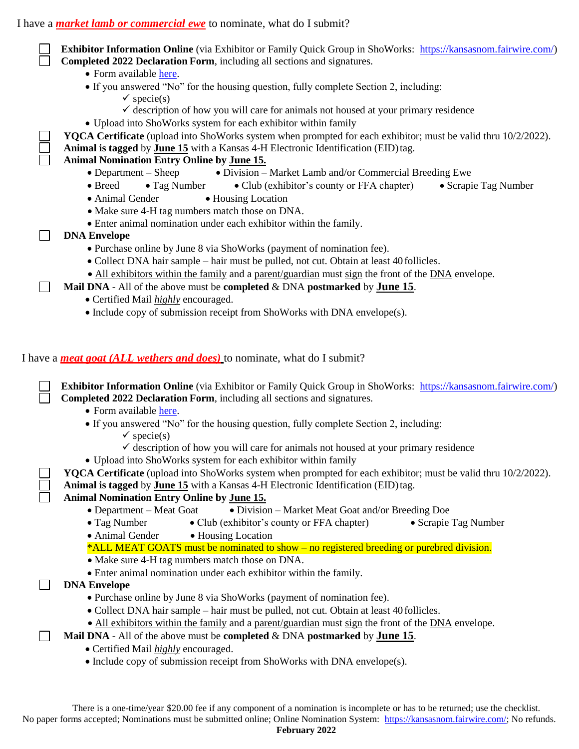## I have a ***market lamb or commercial ewe*** to nominate, what do I submit?

- [ ] **Exhibitor Information Online** (via Exhibitor or Family Quick Group in ShoWorks: https://kansasnom.fairwire.com/)
- [ ] **Completed 2022 Declaration Form**, including all sections and signatures.
  - Form available here.
  - If you answered "No" for the housing question, fully complete Section 2, including:
    - ✓ specie(s)
    - ✓ description of how you will care for animals not housed at your primary residence
  - Upload into ShoWorks system for each exhibitor within family
- [ ] **YQCA Certificate** (upload into ShoWorks system when prompted for each exhibitor; must be valid thru 10/2/2022).
- [ ] **Animal is tagged** by **June 15** with a Kansas 4-H Electronic Identification (EID) tag.
- [ ] **Animal Nomination Entry Online by June 15.**
  - Department – Sheep
  - Division – Market Lamb and/or Commercial Breeding Ewe
  - Breed
  - Tag Number
  - Club (exhibitor's county or FFA chapter)
  - Scrapie Tag Number
  - Animal Gender
  - Housing Location
  - Make sure 4-H tag numbers match those on DNA.
  - Enter animal nomination under each exhibitor within the family.
- [ ] **DNA Envelope**
  - Purchase online by June 8 via ShoWorks (payment of nomination fee).
  - Collect DNA hair sample – hair must be pulled, not cut. Obtain at least 40 follicles.
  - All exhibitors within the family and a parent/guardian must sign the front of the DNA envelope.
- [ ] **Mail DNA** - All of the above must be **completed** & DNA **postmarked** by **June 15**.
  - Certified Mail *highly* encouraged.
  - Include copy of submission receipt from ShoWorks with DNA envelope(s).

## I have a ***meat goat (ALL wethers and does)*** to nominate, what do I submit?

- [ ] **Exhibitor Information Online** (via Exhibitor or Family Quick Group in ShoWorks: https://kansasnom.fairwire.com/)
- [ ] **Completed 2022 Declaration Form**, including all sections and signatures.
  - Form available here.
  - If you answered "No" for the housing question, fully complete Section 2, including:
    - ✓ specie(s)
    - ✓ description of how you will care for animals not housed at your primary residence
  - Upload into ShoWorks system for each exhibitor within family
- [ ] **YQCA Certificate** (upload into ShoWorks system when prompted for each exhibitor; must be valid thru 10/2/2022).
- [ ] **Animal is tagged** by **June 15** with a Kansas 4-H Electronic Identification (EID) tag.
- [ ] **Animal Nomination Entry Online by June 15.**
  - Department – Meat Goat
  - Division – Market Meat Goat and/or Breeding Doe
  - Tag Number
  - Club (exhibitor's county or FFA chapter)
  - Scrapie Tag Number
  - Animal Gender
  - Housing Location

  *ALL MEAT GOATS must be nominated to show – no registered breeding or purebred division.

  - Make sure 4-H tag numbers match those on DNA.
  - Enter animal nomination under each exhibitor within the family.
- [ ] **DNA Envelope**
  - Purchase online by June 8 via ShoWorks (payment of nomination fee).
  - Collect DNA hair sample – hair must be pulled, not cut. Obtain at least 40 follicles.
  - All exhibitors within the family and a parent/guardian must sign the front of the DNA envelope.
- [ ] **Mail DNA** - All of the above must be **completed** & DNA **postmarked** by **June 15**.
  - Certified Mail *highly* encouraged.
  - Include copy of submission receipt from ShoWorks with DNA envelope(s).

There is a one-time/year $20.00 fee if any component of a nomination is incomplete or has to be returned; use the checklist.
No paper forms accepted; Nominations must be submitted online; Online Nomination System: https://kansasnom.fairwire.com/; No refunds.

**February 2022**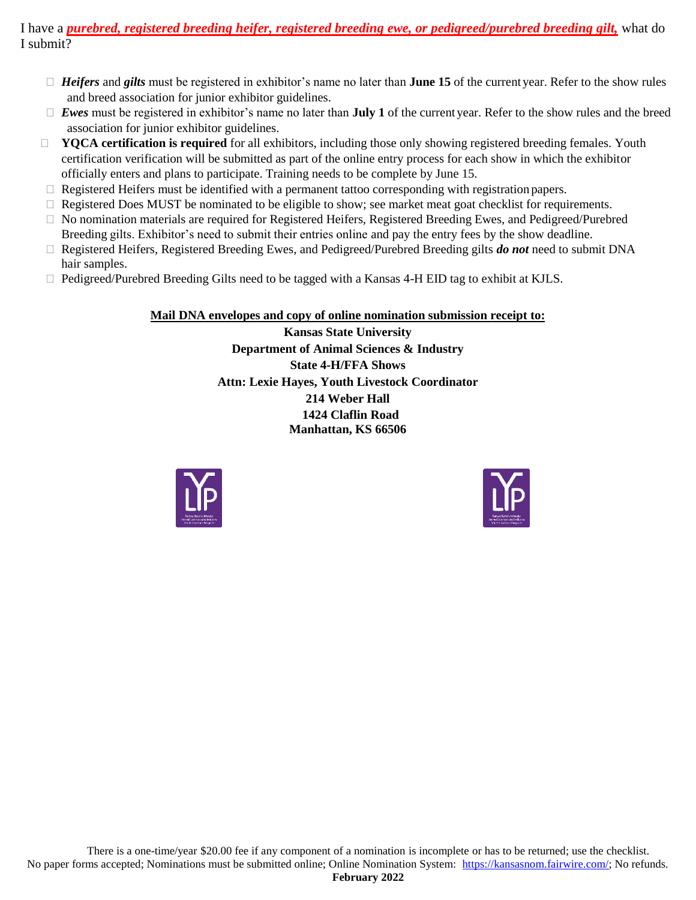I have a ***purebred, registered breeding heifer, registered breeding ewe, or pedigreed/purebred breeding gilt,*** what do I submit?

- ***Heifers*** and ***gilts*** must be registered in exhibitor's name no later than **June 15** of the current year. Refer to the show rules and breed association for junior exhibitor guidelines.
- ***Ewes*** must be registered in exhibitor's name no later than **July 1** of the current year. Refer to the show rules and the breed association for junior exhibitor guidelines.
- **YQCA certification is required** for all exhibitors, including those only showing registered breeding females. Youth certification verification will be submitted as part of the online entry process for each show in which the exhibitor officially enters and plans to participate. Training needs to be complete by June 15.
- Registered Heifers must be identified with a permanent tattoo corresponding with registration papers.
- Registered Does MUST be nominated to be eligible to show; see market meat goat checklist for requirements.
- No nomination materials are required for Registered Heifers, Registered Breeding Ewes, and Pedigreed/Purebred Breeding gilts. Exhibitor's need to submit their entries online and pay the entry fees by the show deadline.
- Registered Heifers, Registered Breeding Ewes, and Pedigreed/Purebred Breeding gilts ***do not*** need to submit DNA hair samples.
- Pedigreed/Purebred Breeding Gilts need to be tagged with a Kansas 4-H EID tag to exhibit at KJLS.

**Mail DNA envelopes and copy of online nomination submission receipt to:**

**Kansas State University**
**Department of Animal Sciences & Industry**
**State 4-H/FFA Shows**
**Attn: Lexie Hayes, Youth Livestock Coordinator**
**214 Weber Hall**
**1424 Claflin Road**
**Manhattan, KS 66506**

There is a one-time/year $20.00 fee if any component of a nomination is incomplete or has to be returned; use the checklist.
No paper forms accepted; Nominations must be submitted online; Online Nomination System: https://kansasnom.fairwire.com/; No refunds.
**February 2022**